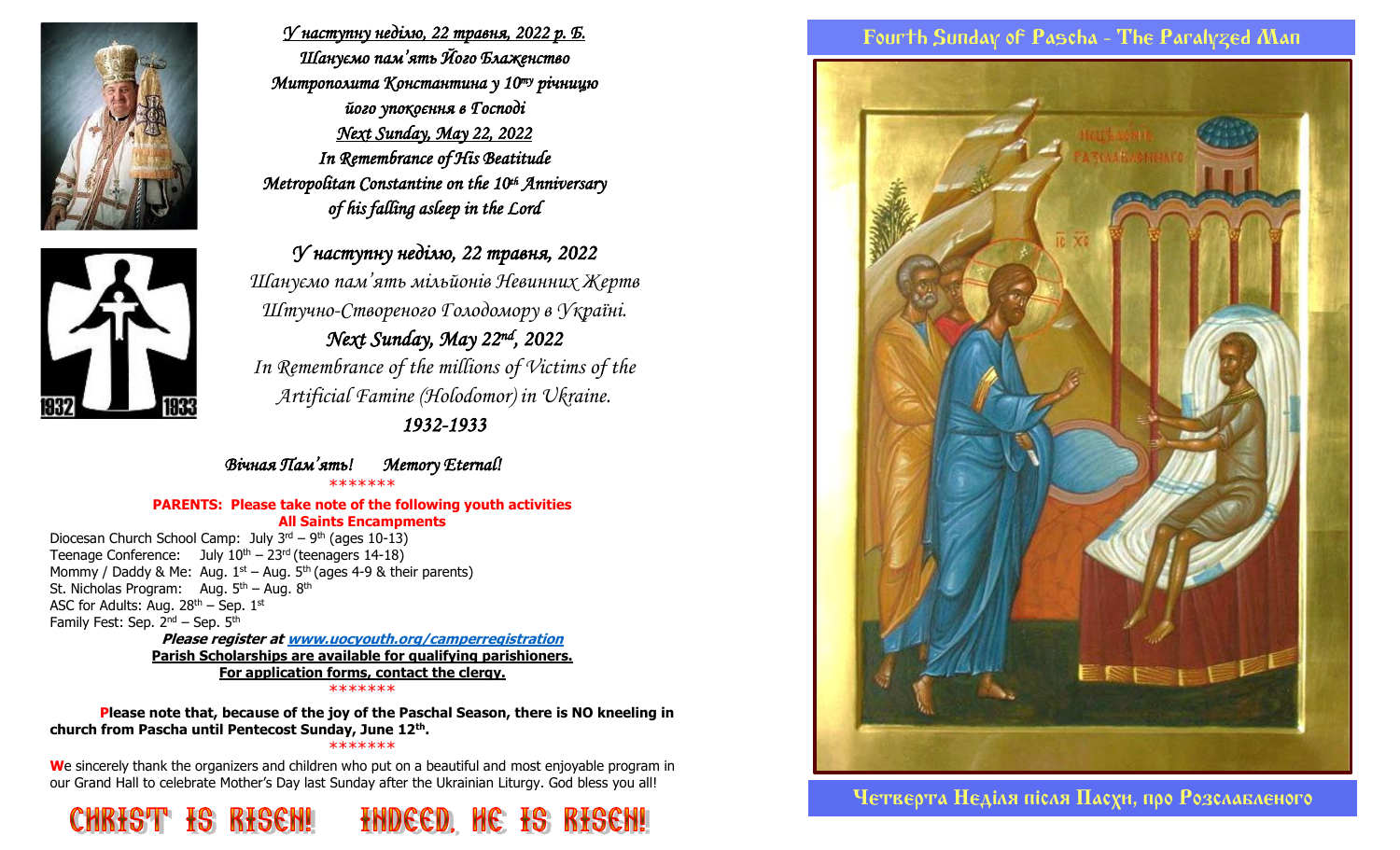*<u>У наступну неділю, 22 травня, 2022 р. Б.</u>*
*Шануємо пам'ять Його Блаженство*
*Митрополита Константина у 10ту річницю*
*його упокоєння в Господі*
*<u>Next Sunday, May 22, 2022</u>*
*In Remembrance of His Beatitude*
*Metropolitan Constantine on the 10th Anniversary*
*of his falling asleep in the Lord*

*У наступну неділю, 22 травня, 2022*
*Шануємо пам'ять мільйонів Невинних Жертв*
*Штучно-Створеного Голодомору в Україні.*
*Next Sunday, May 22nd, 2022*
*In Remembrance of the millions of Victims of the*
*Artificial Famine (Holodomor) in Ukraine.*
*1932-1933*

*Вічная Пам'ять!* *Memory Eternal!*

\*\*\*\*\*\*\*

**PARENTS: Please take note of the following youth activities**
**All Saints Encampments**

Diocesan Church School Camp: July 3rd – 9th (ages 10-13)
Teenage Conference: July 10th – 23rd (teenagers 14-18)
Mommy / Daddy & Me: Aug. 1st – Aug. 5th (ages 4-9 & their parents)
St. Nicholas Program: Aug. 5th – Aug. 8th
ASC for Adults: Aug. 28th – Sep. 1st
Family Fest: Sep. 2nd – Sep. 5th

***Please register at www.uocyouth.org/camperregistration***
**<u>Parish Scholarships are available for qualifying parishioners.</u>**
**<u>For application forms, contact the clergy.</u>**

\*\*\*\*\*\*\*

**Please note that, because of the joy of the Paschal Season, there is NO kneeling in church from Pascha until Pentecost Sunday, June 12th.**

\*\*\*\*\*\*\*

We sincerely thank the organizers and children who put on a beautiful and most enjoyable program in our Grand Hall to celebrate Mother's Day last Sunday after the Ukrainian Liturgy. God bless you all!

**CHRIST IS RISEN! INDEED, HE IS RISEN!**

## Fourth Sunday of Pascha - The Paralyzed Man

## Четверта Неділя після Пасхи, про Розслабленого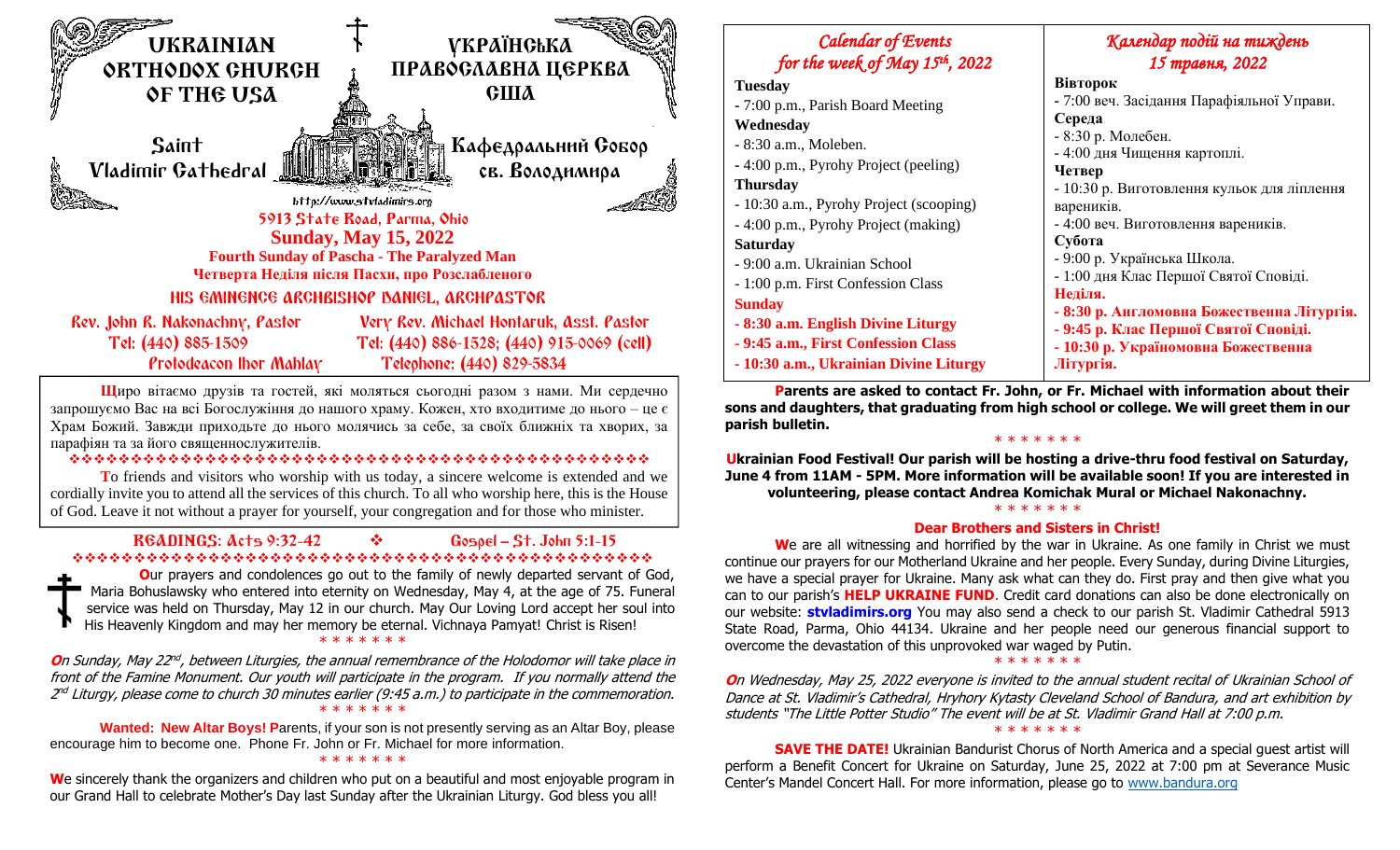# UKRAINIAN ORTHODOX CHURCH OF THE USA

# УКРАЇНСЬКА ПРАВОСЛАВНА ЦЕРКВА США

## Saint Vladimir Cathedral

## Кафедральний Собор св. Володимира

http://www.stvladimirs.org

**5913 State Road, Parma, Ohio**

**Sunday, May 15, 2022**

**Fourth Sunday of Pascha - The Paralyzed Man**

**Четверта Неділя після Пасхи, про Розслабленого**

**HIS EMINENCE ARCHBISHOP DANIEL, ARCHPASTOR**

Rev. John R. Nakonachny, Pastor
Tel: (440) 885-1509

Very Rev. Michael Hontaruk, Asst. Pastor
Tel: (440) 886-1528; (440) 915-0069 (cell)

Protodeacon Ihor Mahlay
Telephone: (440) 829-5834

Щиро вітаємо друзів та гостей, які моляться сьогодні разом з нами. Ми сердечно запрошуємо Вас на всі Богослужіння до нашого храму. Кожен, хто входитиме до нього – це є Храм Божий. Завжди приходьте до нього молячись за себе, за своїх ближніх та хворих, за парафіян та за його священнослужителів.

❖❖❖❖❖❖❖❖❖❖❖❖❖❖❖❖❖❖❖❖❖❖❖❖❖❖❖❖❖❖❖❖❖❖❖❖❖❖❖❖❖❖❖

To friends and visitors who worship with us today, a sincere welcome is extended and we cordially invite you to attend all the services of this church. To all who worship here, this is the House of God. Leave it not without a prayer for yourself, your congregation and for those who minister.

**READINGS: Acts 9:32-42** ❖ **Gospel – St. John 5:1-15**

❖❖❖❖❖❖❖❖❖❖❖❖❖❖❖❖❖❖❖❖❖❖❖❖❖❖❖❖❖❖❖❖❖❖❖❖❖❖❖❖❖❖❖

**O**ur prayers and condolences go out to the family of newly departed servant of God, Maria Bohuslawsky who entered into eternity on Wednesday, May 4, at the age of 75. Funeral service was held on Thursday, May 12 in our church. May Our Loving Lord accept her soul into His Heavenly Kingdom and may her memory be eternal. Vichnaya Pamyat! Christ is Risen!

\* \* \* \* \* \* \*

*On Sunday, May 22nd, between Liturgies, the annual remembrance of the Holodomor will take place in front of the Famine Monument. Our youth will participate in the program. If you normally attend the 2nd Liturgy, please come to church 30 minutes earlier (9:45 a.m.) to participate in the commemoration.*

\* \* \* \* \* \* \*

**Wanted: New Altar Boys! P**arents, if your son is not presently serving as an Altar Boy, please encourage him to become one. Phone Fr. John or Fr. Michael for more information.

\* \* \* \* \* \* \*

**W**e sincerely thank the organizers and children who put on a beautiful and most enjoyable program in our Grand Hall to celebrate Mother's Day last Sunday after the Ukrainian Liturgy. God bless you all!

| *Calendar of Events for the week of May 15th, 2022* | *Календар подій на тиждень 15 травня, 2022* |
|---|---|
| **Tuesday**<br>- 7:00 p.m., Parish Board Meeting<br>**Wednesday**<br>- 8:30 a.m., Moleben.<br>- 4:00 p.m., Pyrohy Project (peeling)<br>**Thursday**<br>- 10:30 a.m., Pyrohy Project (scooping)<br>- 4:00 p.m., Pyrohy Project (making)<br>**Saturday**<br>- 9:00 a.m. Ukrainian School<br>- 1:00 p.m. First Confession Class<br>**Sunday**<br>**- 8:30 a.m. English Divine Liturgy**<br>**- 9:45 a.m., First Confession Class**<br>**- 10:30 a.m., Ukrainian Divine Liturgy** | **Вівторок**<br>- 7:00 веч. Засідання Парафіяльної Управи.<br>**Середа**<br>- 8:30 р. Молебен.<br>- 4:00 дня Чищення картоплі.<br>**Четвер**<br>- 10:30 р. Виготовлення кульок для ліплення вареників.<br>- 4:00 веч. Виготовлення вареників.<br>**Субота**<br>- 9:00 р. Українська Школа.<br>- 1:00 дня Клас Першої Святої Сповіді.<br>**Неділя.**<br>**- 8:30 р. Англомовна Божественна Літургія.**<br>**- 9:45 р. Клас Першої Святої Сповіді.**<br>**- 10:30 р. Україномовна Божественна Літургія.** |

**Parents are asked to contact Fr. John, or Fr. Michael with information about their sons and daughters, that graduating from high school or college. We will greet them in our parish bulletin.**

\* \* \* \* \* \* \*

**Ukrainian Food Festival! Our parish will be hosting a drive-thru food festival on Saturday, June 4 from 11AM - 5PM. More information will be available soon! If you are interested in volunteering, please contact Andrea Komichak Mural or Michael Nakonachny.**

\* \* \* \* \* \* \*

**Dear Brothers and Sisters in Christ!**

**W**e are all witnessing and horrified by the war in Ukraine. As one family in Christ we must continue our prayers for our Motherland Ukraine and her people. Every Sunday, during Divine Liturgies, we have a special prayer for Ukraine. Many ask what can they do. First pray and then give what you can to our parish's **HELP UKRAINE FUND**. Credit card donations can also be done electronically on our website: **stvladimirs.org** You may also send a check to our parish St. Vladimir Cathedral 5913 State Road, Parma, Ohio 44134. Ukraine and her people need our generous financial support to overcome the devastation of this unprovoked war waged by Putin.

\* \* \* \* \* \* \*

*On Wednesday, May 25, 2022 everyone is invited to the annual student recital of Ukrainian School of Dance at St. Vladimir's Cathedral, Hryhory Kytasty Cleveland School of Bandura, and art exhibition by students "The Little Potter Studio" The event will be at St. Vladimir Grand Hall at 7:00 p.m.*

\* \* \* \* \* \* \*

**SAVE THE DATE!** Ukrainian Bandurist Chorus of North America and a special guest artist will perform a Benefit Concert for Ukraine on Saturday, June 25, 2022 at 7:00 pm at Severance Music Center's Mandel Concert Hall. For more information, please go to www.bandura.org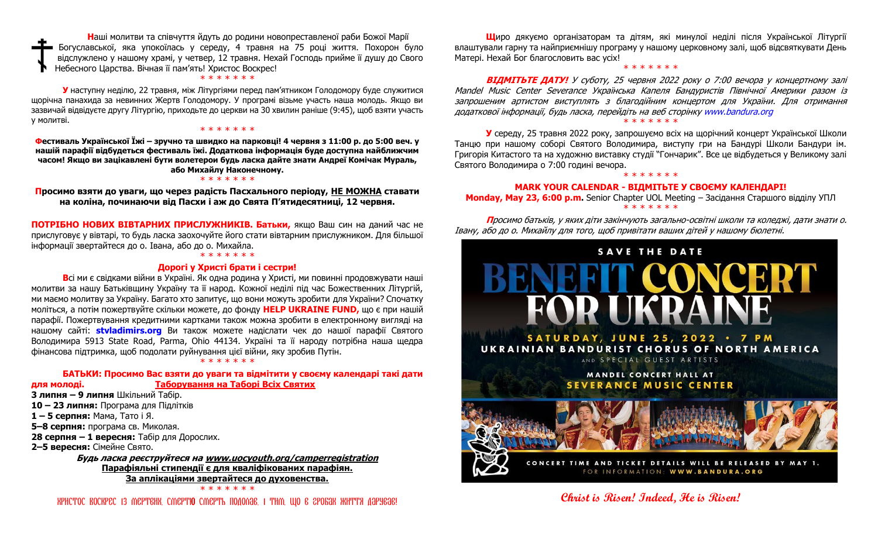**Н**аші молитви та співчуття йдуть до родини новопреставленої раби Божої Марії Богуславської, яка упокоїлась у середу, 4 травня на 75 році життя. Похорон було відслужено у нашому храмі, у четвер, 12 травня. Нехай Господь прийме її душу до Свого Небесного Царства. Вічная її пам'ять! Христос Воскрес!

\* \* \* \* \* \* \*

**У** наступну неділю, 22 травня, між Літургіями перед пам'ятником Голодомору буде служитися щорічна панахида за невинних Жертв Голодомору. У програмі візьме участь наша молодь. Якщо ви зазвичай відвідуєте другу Літургію, приходьте до церкви на 30 хвилин раніше (9:45), щоб взяти участь у молитві.

\* \* \* \* \* \* \*

**Фестиваль Української Їжі – зручно та швидко на парковці! 4 червня з 11:00 р. до 5:00 веч. у нашій парафії відбудеться фестиваль їжі. Додаткова інформація буде доступна найближчим часом! Якщо ви зацікавлені бути волетерои будь ласка дайте знати Андреї Комічак Мураль, або Михайлу Наконечному.**

\* \* \* \* \* \* \*

**Просимо взяти до уваги, що через радість Пасхального періоду, НЕ МОЖНА ставати на коліна, починаючи від Пасхи і аж до Свята П'ятидесятниці, 12 червня.**

**ПОТРІБНО НОВИХ ВІВТАРНИХ ПРИСЛУЖНИКІВ. Батьки,** якщо Ваш син на даний час не прислуговує у вівтарі, то будь ласка заохочуйте його стати вівтарним прислужником. Для більшої інформації звертайтеся до о. Івана, або до о. Михайла.

\* \* \* \* \* \* \*

**Дорогі у Христі брати і сестри!**

**В**сі ми є свідками війни в Україні. Як одна родина у Христі, ми повинні продовжувати наші молитви за нашу Батьківщину Україну та її народ. Кожної неділі під час Божественних Літургій, ми маємо молитву за Україну. Багато хто запитує, що вони можуть зробити для України? Спочатку моліться, а потім пожертвуйте скільки можете, до фонду **HELP UKRAINE FUND,** що є при нашій парафії. Пожертвування кредитними картками також можна зробити в електронному вигляді на нашому сайті: **stvladimirs.org** Ви також можете надіслати чек до нашої парафії Святого Володимира 5913 State Road, Parma, Ohio 44134. Україні та її народу потрібна наша щедра фінансова підтримка, щоб подолати руйнування цієї війни, яку зробив Путін.

\* \* \* \* \* \* \*

**БАТЬКИ: Просимо Вас взяти до уваги та відмітити у своєму календарі такі дати для молоді.** **Таборування на Таборі Всіх Святих**

**3 липня – 9 липня** Шкільний Табір.
**10 – 23 липня:** Програма для Підлітків
**1 – 5 серпня:** Мама, Тато і Я.
**5–8 серпня:** програма св. Миколая.
**28 серпня – 1 вересня:** Табір для Дорослих.
**2–5 вересня:** Сімейне Свято.

***Будь ласка реєструйтеся на www.uocyouth.org/camperregistration***
**Парафіяльні стипендії є для кваліфікованих парафіян.**
**За аплікаціями звертайтеся до духовенства.**

\* \* \* \* \* \* \*

ХРИСТОС ВОСКРЕС ІЗ МЕРТВИХ, СМЕРТЮ СМЕРТЬ ПОДОЛАВ, І ТИМ, ЩО В ГРОБАХ ЖИТТЯ ДАРУВАВ!

**Щ**иро дякуємо організаторам та дітям, які минулої неділі після Української Літургії влаштували гарну та найприємнішу програму у нашому церковному залі, щоб відсвяткувати День Матері. Нехай Бог благословить вас усіх!

\* \* \* \* \* \* \*

***ВІДМІТЬТЕ ДАТУ!*** *У суботу, 25 червня 2022 року о 7:00 вечора у концертному залі Mandel Music Center Severance Українська Капеля Бандуристів Північної Америки разом із запрошеним артистом виступлять з благодійним концертом для України. Для отримання додаткової інформації, будь ласка, перейдіть на веб сторінку www.bandura.org*

\* \* \* \* \* \* \*

**У** середу, 25 травня 2022 року, запрошуємо всіх на щорічний концерт Української Школи Танцю при нашому соборі Святого Володимира, виступу гри на Бандурі Школи Бандури ім. Григорія Китастого та на художню виставку студії "Гончарик". Все це відбудеться у Великому залі Святого Володимира о 7:00 годині вечора.

\* \* \* \* \* \* \*

**MARK YOUR CALENDAR - ВІДМІТЬТЕ У СВОЄМУ КАЛЕНДАРІ!**
**Monday, May 23, 6:00 p.m.** Senior Chapter UOL Meeting – Засідання Старшого відділу УПЛ

\* \* \* \* \* \* \*

***П****росимо батьків, у яких діти закінчують загально-освітні школи та коледжі, дати знати о. Івану, або до о. Михайлу для того, щоб привітати ваших дітей у нашому бюлетні.*

SAVE THE DATE

BENEFIT CONCERT FOR UKRAINE

SATURDAY, JUNE 25, 2022 • 7 PM
UKRAINIAN BANDURIST CHORUS OF NORTH AMERICA
AND SPECIAL GUEST ARTISTS
MANDEL CONCERT HALL AT SEVERANCE MUSIC CENTER

CONCERT TIME AND TICKET DETAILS WILL BE RELEASED BY MAY 1.
FOR INFORMATION: WWW.BANDURA.ORG

*Christ is Risen! Indeed, He is Risen!*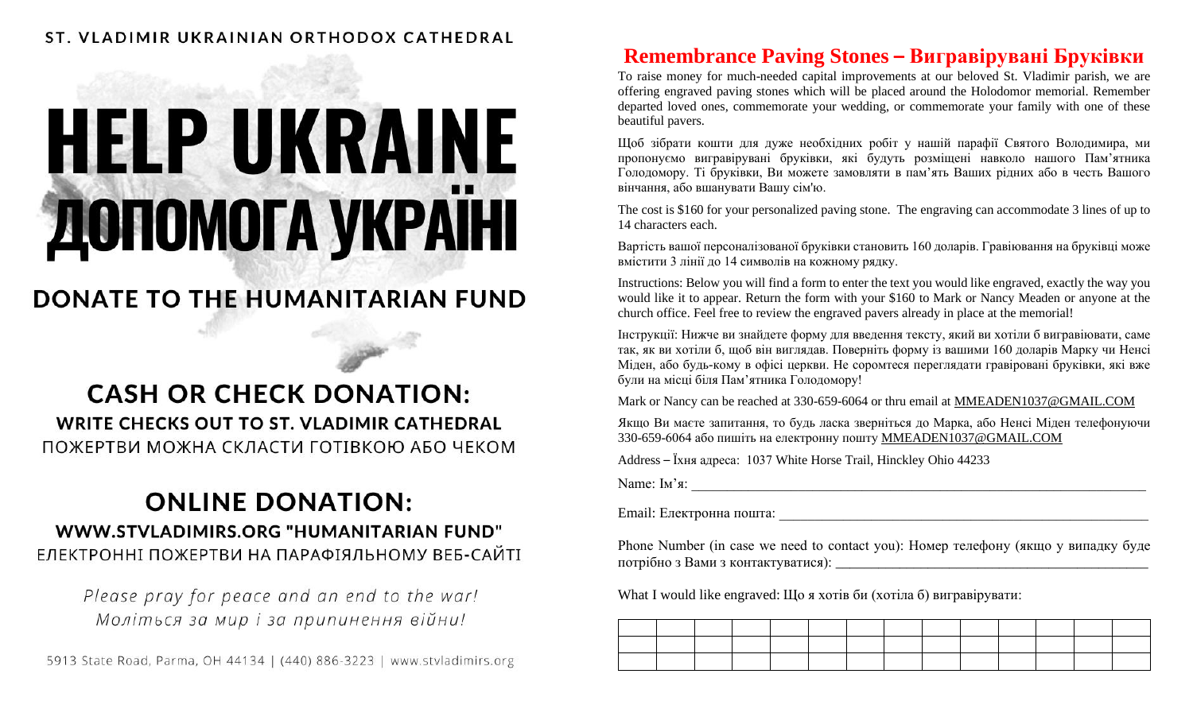ST. VLADIMIR UKRAINIAN ORTHODOX CATHEDRAL

# HELP UKRAINE
# ДОПОМОГА УКРАЇНІ

## DONATE TO THE HUMANITARIAN FUND

## CASH OR CHECK DONATION:

**WRITE CHECKS OUT TO ST. VLADIMIR CATHEDRAL**

ПОЖЕРТВИ МОЖНА СКЛАСТИ ГОТІВКОЮ АБО ЧЕКОМ

## ONLINE DONATION:

**WWW.STVLADIMIRS.ORG "HUMANITARIAN FUND"**

ЕЛЕКТРОННІ ПОЖЕРТВИ НА ПАРАФІЯЛЬНОМУ ВЕБ-САЙТІ

*Please pray for peace and an end to the war!*
*Моліться за мир і за припинення війни!*

5913 State Road, Parma, OH 44134 | (440) 886-3223 | www.stvladimirs.org

## Remembrance Paving Stones – Вигравірувані Бруківки

To raise money for much-needed capital improvements at our beloved St. Vladimir parish, we are offering engraved paving stones which will be placed around the Holodomor memorial. Remember departed loved ones, commemorate your wedding, or commemorate your family with one of these beautiful pavers.

Щоб зібрати кошти для дуже необхідних робіт у нашій парафії Святого Володимира, ми пропонуємо вигравірувані бруківки, які будуть розміщені навколо нашого Пам'ятника Голодомору. Ті бруківки, Ви можете замовляти в пам'ять Ваших рідних або в честь Вашого вінчання, або вшанувати Вашу сім'ю.

The cost is $160 for your personalized paving stone. The engraving can accommodate 3 lines of up to 14 characters each.

Вартість вашої персоналізованої бруківки становить 160 доларів. Гравіювання на бруківці може вмістити 3 лінії до 14 символів на кожному рядку.

Instructions: Below you will find a form to enter the text you would like engraved, exactly the way you would like it to appear. Return the form with your $160 to Mark or Nancy Meaden or anyone at the church office. Feel free to review the engraved pavers already in place at the memorial!

Інструкції: Нижче ви знайдете форму для введення тексту, який ви хотіли б вигравіювати, саме так, як ви хотіли б, щоб він виглядав. Поверніть форму із вашими 160 доларів Марку чи Ненсі Міден, або будь-кому в офісі церкви. Не соромтеся переглядати гравіровані бруківки, які вже були на місці біля Пам'ятника Голодомору!

Mark or Nancy can be reached at 330-659-6064 or thru email at MMEADEN1037@GMAIL.COM

Якщо Ви маєте запитання, то будь ласка зверніться до Марка, або Ненсі Міден телефонуючи 330-659-6064 або пишіть на електронну пошту MMEADEN1037@GMAIL.COM

Address – Їхня адреса: 1037 White Horse Trail, Hinckley Ohio 44233

Name: Ім'я: ______________________________

Email: Електронна пошта: ______________________________

Phone Number (in case we need to contact you): Номер телефону (якщо у випадку буде потрібно з Вами з контактуватися): ______________________________

What I would like engraved: Що я хотів би (хотіла б) вигравірувати:

| | | | | | | | | | | | | | |
|---|---|---|---|---|---|---|---|---|---|---|---|---|---|
| | | | | | | | | | | | | | |
| | | | | | | | | | | | | | |
| | | | | | | | | | | | | | |